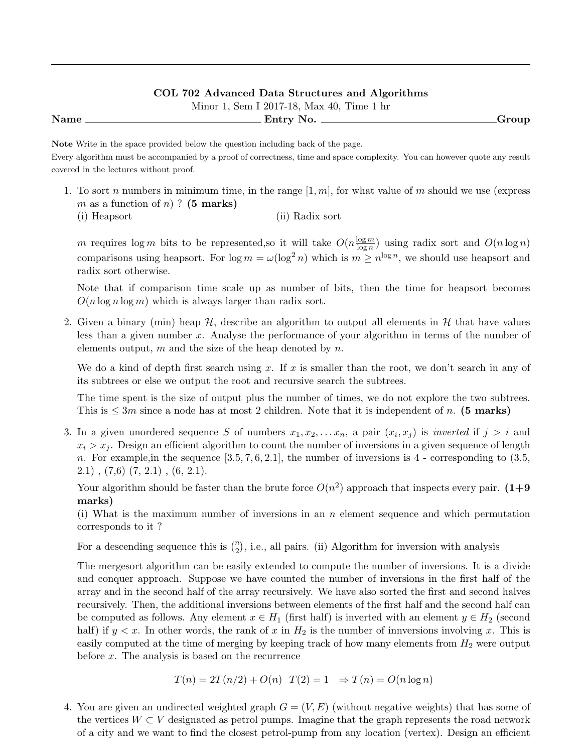---

## COL 702 Advanced Data Structures and Algorithms

Minor 1, Sem I 2017-18, Max 40, Time 1 hr

**Name** \_\_\_\_\_\_\_\_\_\_\_\_\_\_\_\_\_\_\_\_\_\_\_\_ **Entry No.** \_\_\_\_\_\_\_\_\_\_\_\_\_\_\_\_\_\_\_\_\_\_\_\_ **Group**

**Note** Write in the space provided below the question including back of the page.
Every algorithm must be accompanied by a proof of correctness, time and space complexity. You can however quote any result covered in the lectures without proof.

1. To sort $n$ numbers in minimum time, in the range $[1, m]$, for what value of $m$ should we use (express $m$ as a function of $n$) ? **(5 marks)**
   (i) Heapsort (ii) Radix sort

   $m$ requires $\log m$ bits to be represented,so it will take $O(n \frac{\log m}{\log n})$ using radix sort and $O(n \log n)$ comparisons using heapsort. For $\log m = \omega(\log^2 n)$ which is $m \geq n^{\log n}$, we should use heapsort and radix sort otherwise.

   Note that if comparison time scale up as number of bits, then the time for heapsort becomes $O(n \log n \log m)$ which is always larger than radix sort.

2. Given a binary (min) heap $\mathcal{H}$, describe an algorithm to output all elements in $\mathcal{H}$ that have values less than a given number $x$. Analyse the performance of your algorithm in terms of the number of elements output, $m$ and the size of the heap denoted by $n$.

   We do a kind of depth first search using $x$. If $x$ is smaller than the root, we don't search in any of its subtrees or else we output the root and recursive search the subtrees.

   The time spent is the size of output plus the number of times, we do not explore the two subtrees. This is $\leq 3m$ since a node has at most 2 children. Note that it is independent of $n$. **(5 marks)**

3. In a given unordered sequence $S$ of numbers $x_1, x_2, \ldots x_n$, a pair $(x_i, x_j)$ is *inverted* if $j > i$ and $x_i > x_j$. Design an efficient algorithm to count the number of inversions in a given sequence of length $n$. For example,in the sequence $[3.5, 7, 6, 2.1]$, the number of inversions is 4 - corresponding to (3.5, 2.1) , (7,6) (7, 2.1) , (6, 2.1).

   Your algorithm should be faster than the brute force $O(n^2)$ approach that inspects every pair. **(1+9 marks)**
   (i) What is the maximum number of inversions in an $n$ element sequence and which permutation corresponds to it ?

   For a descending sequence this is $\binom{n}{2}$, i.e., all pairs. (ii) Algorithm for inversion with analysis

   The mergesort algorithm can be easily extended to compute the number of inversions. It is a divide and conquer approach. Suppose we have counted the number of inversions in the first half of the array and in the second half of the array recursively. We have also sorted the first and second halves recursively. Then, the additional inversions between elements of the first half and the second half can be computed as follows. Any element $x \in H_1$ (first half) is inverted with an element $y \in H_2$ (second half) if $y < x$. In other words, the rank of $x$ in $H_2$ is the number of innversions involving $x$. This is easily computed at the time of merging by keeping track of how many elements from $H_2$ were output before $x$. The analysis is based on the recurrence

   $$T(n) = 2T(n/2) + O(n) \quad T(2) = 1 \quad \Rightarrow T(n) = O(n \log n)$$

4. You are given an undirected weighted graph $G = (V, E)$ (without negative weights) that has some of the vertices $W \subset V$ designated as petrol pumps. Imagine that the graph represents the road network of a city and we want to find the closest petrol-pump from any location (vertex). Design an efficient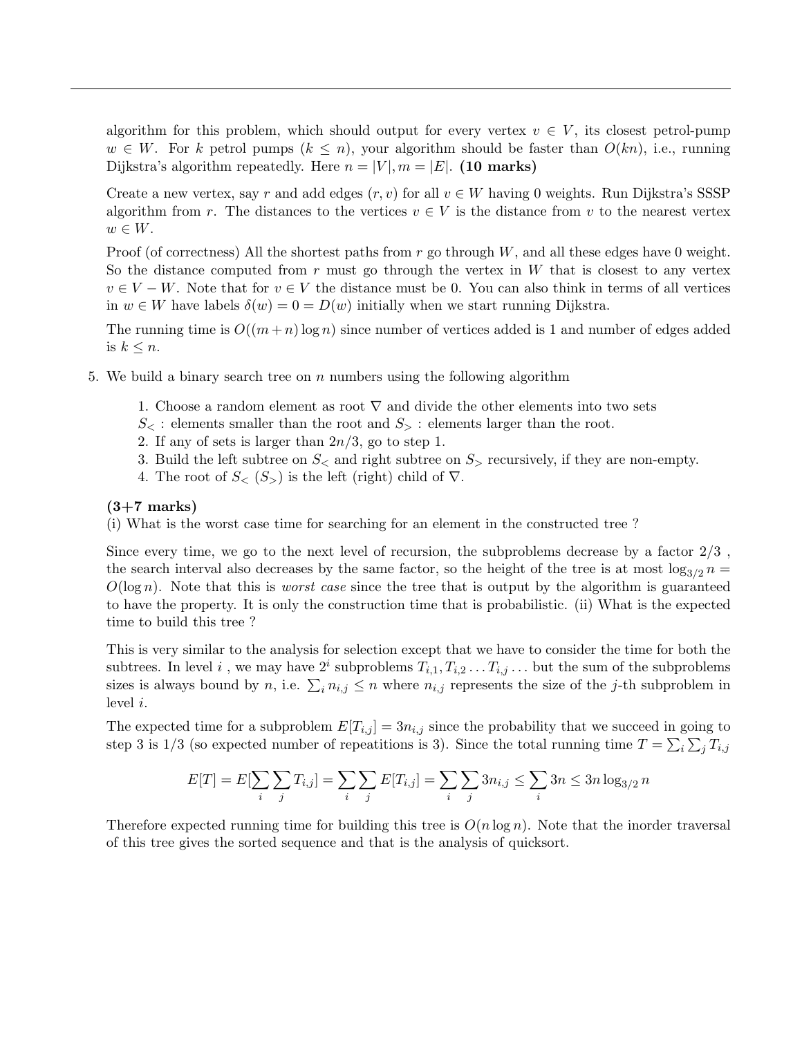algorithm for this problem, which should output for every vertex $v \in V$, its closest petrol-pump $w \in W$. For $k$ petrol pumps ($k \leq n$), your algorithm should be faster than $O(kn)$, i.e., running Dijkstra's algorithm repeatedly. Here $n = |V|, m = |E|$. **(10 marks)**

Create a new vertex, say $r$ and add edges $(r, v)$ for all $v \in W$ having 0 weights. Run Dijkstra's SSSP algorithm from $r$. The distances to the vertices $v \in V$ is the distance from $v$ to the nearest vertex $w \in W$.

Proof (of correctness) All the shortest paths from $r$ go through $W$, and all these edges have 0 weight. So the distance computed from $r$ must go through the vertex in $W$ that is closest to any vertex $v \in V - W$. Note that for $v \in V$ the distance must be 0. You can also think in terms of all vertices in $w \in W$ have labels $\delta(w) = 0 = D(w)$ initially when we start running Dijkstra.

The running time is $O((m+n)\log n)$ since number of vertices added is 1 and number of edges added is $k \leq n$.

5. We build a binary search tree on $n$ numbers using the following algorithm

   1. Choose a random element as root $\nabla$ and divide the other elements into two sets $S_<$ : elements smaller than the root and $S_>$ : elements larger than the root.
   2. If any of sets is larger than $2n/3$, go to step 1.
   3. Build the left subtree on $S_<$ and right subtree on $S_>$ recursively, if they are non-empty.
   4. The root of $S_<$ ($S_>$) is the left (right) child of $\nabla$.

**(3+7 marks)**
(i) What is the worst case time for searching for an element in the constructed tree ?

Since every time, we go to the next level of recursion, the subproblems decrease by a factor $2/3$ , the search interval also decreases by the same factor, so the height of the tree is at most $\log_{3/2} n = O(\log n)$. Note that this is *worst case* since the tree that is output by the algorithm is guaranteed to have the property. It is only the construction time that is probabilistic. (ii) What is the expected time to build this tree ?

This is very similar to the analysis for selection except that we have to consider the time for both the subtrees. In level $i$ , we may have $2^i$ subproblems $T_{i,1}, T_{i,2} \ldots T_{i,j} \ldots$ but the sum of the subproblems sizes is always bound by $n$, i.e. $\sum_i n_{i,j} \leq n$ where $n_{i,j}$ represents the size of the $j$-th subproblem in level $i$.

The expected time for a subproblem $E[T_{i,j}] = 3n_{i,j}$ since the probability that we succeed in going to step 3 is $1/3$ (so expected number of repeatitions is 3). Since the total running time $T = \sum_i \sum_j T_{i,j}$

$$E[T] = E[\sum_i \sum_j T_{i,j}] = \sum_i \sum_j E[T_{i,j}] = \sum_i \sum_j 3n_{i,j} \leq \sum_i 3n \leq 3n \log_{3/2} n$$

Therefore expected running time for building this tree is $O(n \log n)$. Note that the inorder traversal of this tree gives the sorted sequence and that is the analysis of quicksort.